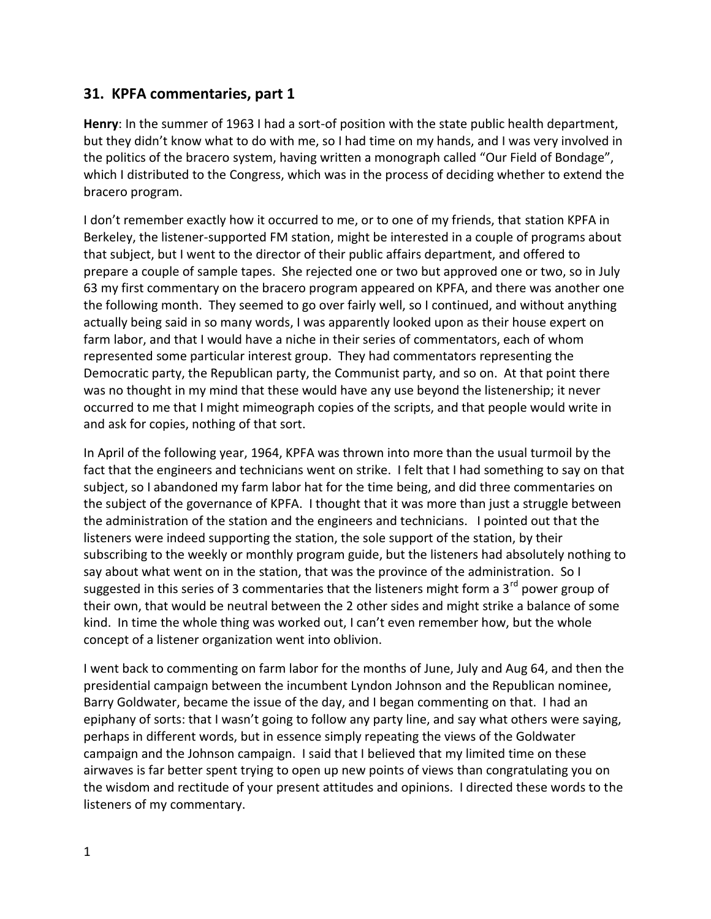## 31. KPFA commentaries, part 1

**Henry**: In the summer of 1963 I had a sort-of position with the state public health department, but they didn't know what to do with me, so I had time on my hands, and I was very involved in the politics of the bracero system, having written a monograph called "Our Field of Bondage", which I distributed to the Congress, which was in the process of deciding whether to extend the bracero program.

I don't remember exactly how it occurred to me, or to one of my friends, that station KPFA in Berkeley, the listener-supported FM station, might be interested in a couple of programs about that subject, but I went to the director of their public affairs department, and offered to prepare a couple of sample tapes. She rejected one or two but approved one or two, so in July 63 my first commentary on the bracero program appeared on KPFA, and there was another one the following month. They seemed to go over fairly well, so I continued, and without anything actually being said in so many words, I was apparently looked upon as their house expert on farm labor, and that I would have a niche in their series of commentators, each of whom represented some particular interest group. They had commentators representing the Democratic party, the Republican party, the Communist party, and so on. At that point there was no thought in my mind that these would have any use beyond the listenership; it never occurred to me that I might mimeograph copies of the scripts, and that people would write in and ask for copies, nothing of that sort.

In April of the following year, 1964, KPFA was thrown into more than the usual turmoil by the fact that the engineers and technicians went on strike. I felt that I had something to say on that subject, so I abandoned my farm labor hat for the time being, and did three commentaries on the subject of the governance of KPFA. I thought that it was more than just a struggle between the administration of the station and the engineers and technicians. I pointed out that the listeners were indeed supporting the station, the sole support of the station, by their subscribing to the weekly or monthly program guide, but the listeners had absolutely nothing to say about what went on in the station, that was the province of the administration. So I suggested in this series of 3 commentaries that the listeners might form a 3rd power group of their own, that would be neutral between the 2 other sides and might strike a balance of some kind. In time the whole thing was worked out, I can't even remember how, but the whole concept of a listener organization went into oblivion.

I went back to commenting on farm labor for the months of June, July and Aug 64, and then the presidential campaign between the incumbent Lyndon Johnson and the Republican nominee, Barry Goldwater, became the issue of the day, and I began commenting on that. I had an epiphany of sorts: that I wasn't going to follow any party line, and say what others were saying, perhaps in different words, but in essence simply repeating the views of the Goldwater campaign and the Johnson campaign. I said that I believed that my limited time on these airwaves is far better spent trying to open up new points of views than congratulating you on the wisdom and rectitude of your present attitudes and opinions. I directed these words to the listeners of my commentary.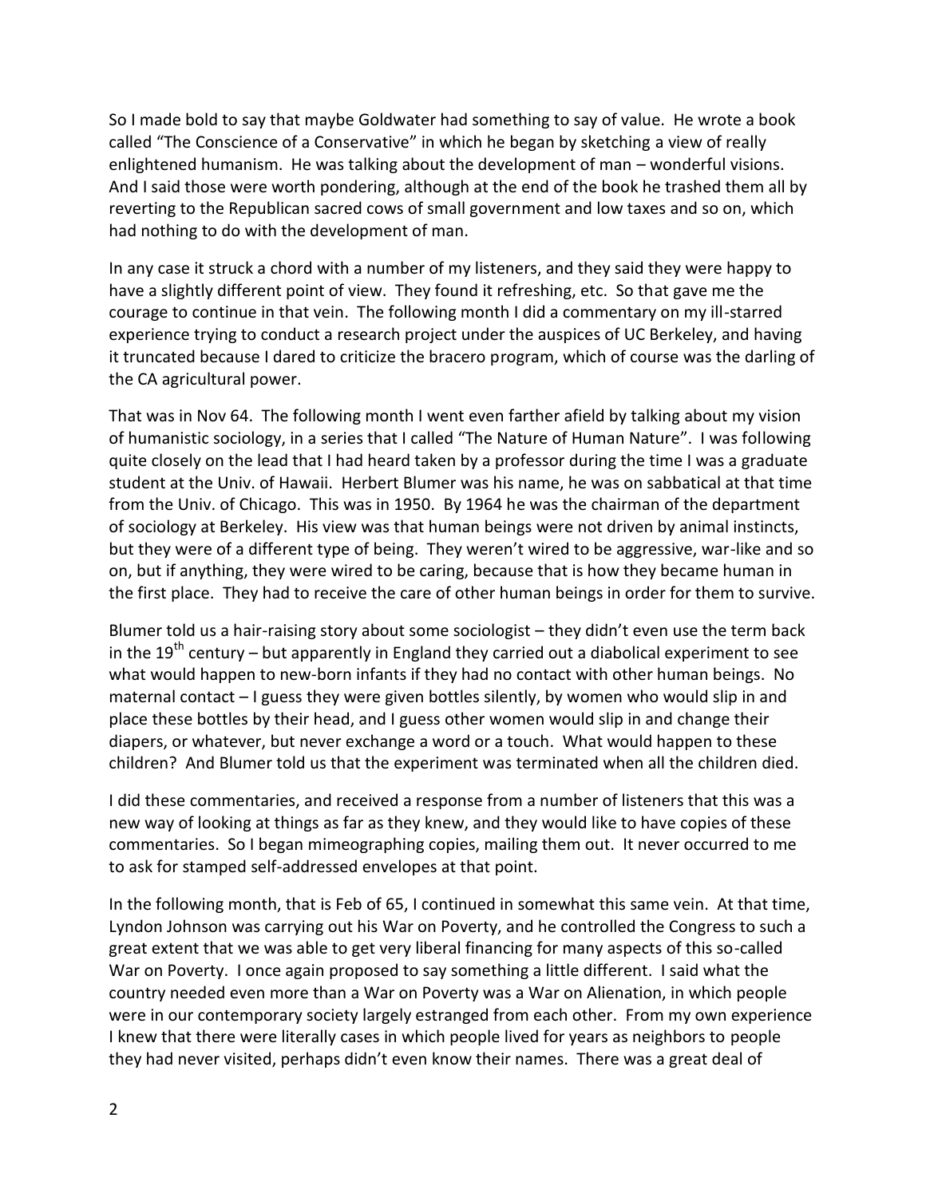So I made bold to say that maybe Goldwater had something to say of value. He wrote a book called "The Conscience of a Conservative" in which he began by sketching a view of really enlightened humanism. He was talking about the development of man – wonderful visions. And I said those were worth pondering, although at the end of the book he trashed them all by reverting to the Republican sacred cows of small government and low taxes and so on, which had nothing to do with the development of man.

In any case it struck a chord with a number of my listeners, and they said they were happy to have a slightly different point of view. They found it refreshing, etc. So that gave me the courage to continue in that vein. The following month I did a commentary on my ill-starred experience trying to conduct a research project under the auspices of UC Berkeley, and having it truncated because I dared to criticize the bracero program, which of course was the darling of the CA agricultural power.

That was in Nov 64. The following month I went even farther afield by talking about my vision of humanistic sociology, in a series that I called "The Nature of Human Nature". I was following quite closely on the lead that I had heard taken by a professor during the time I was a graduate student at the Univ. of Hawaii. Herbert Blumer was his name, he was on sabbatical at that time from the Univ. of Chicago. This was in 1950. By 1964 he was the chairman of the department of sociology at Berkeley. His view was that human beings were not driven by animal instincts, but they were of a different type of being. They weren't wired to be aggressive, war-like and so on, but if anything, they were wired to be caring, because that is how they became human in the first place. They had to receive the care of other human beings in order for them to survive.

Blumer told us a hair-raising story about some sociologist – they didn't even use the term back in the 19th century – but apparently in England they carried out a diabolical experiment to see what would happen to new-born infants if they had no contact with other human beings. No maternal contact – I guess they were given bottles silently, by women who would slip in and place these bottles by their head, and I guess other women would slip in and change their diapers, or whatever, but never exchange a word or a touch. What would happen to these children? And Blumer told us that the experiment was terminated when all the children died.

I did these commentaries, and received a response from a number of listeners that this was a new way of looking at things as far as they knew, and they would like to have copies of these commentaries. So I began mimeographing copies, mailing them out. It never occurred to me to ask for stamped self-addressed envelopes at that point.

In the following month, that is Feb of 65, I continued in somewhat this same vein. At that time, Lyndon Johnson was carrying out his War on Poverty, and he controlled the Congress to such a great extent that we was able to get very liberal financing for many aspects of this so-called War on Poverty. I once again proposed to say something a little different. I said what the country needed even more than a War on Poverty was a War on Alienation, in which people were in our contemporary society largely estranged from each other. From my own experience I knew that there were literally cases in which people lived for years as neighbors to people they had never visited, perhaps didn't even know their names. There was a great deal of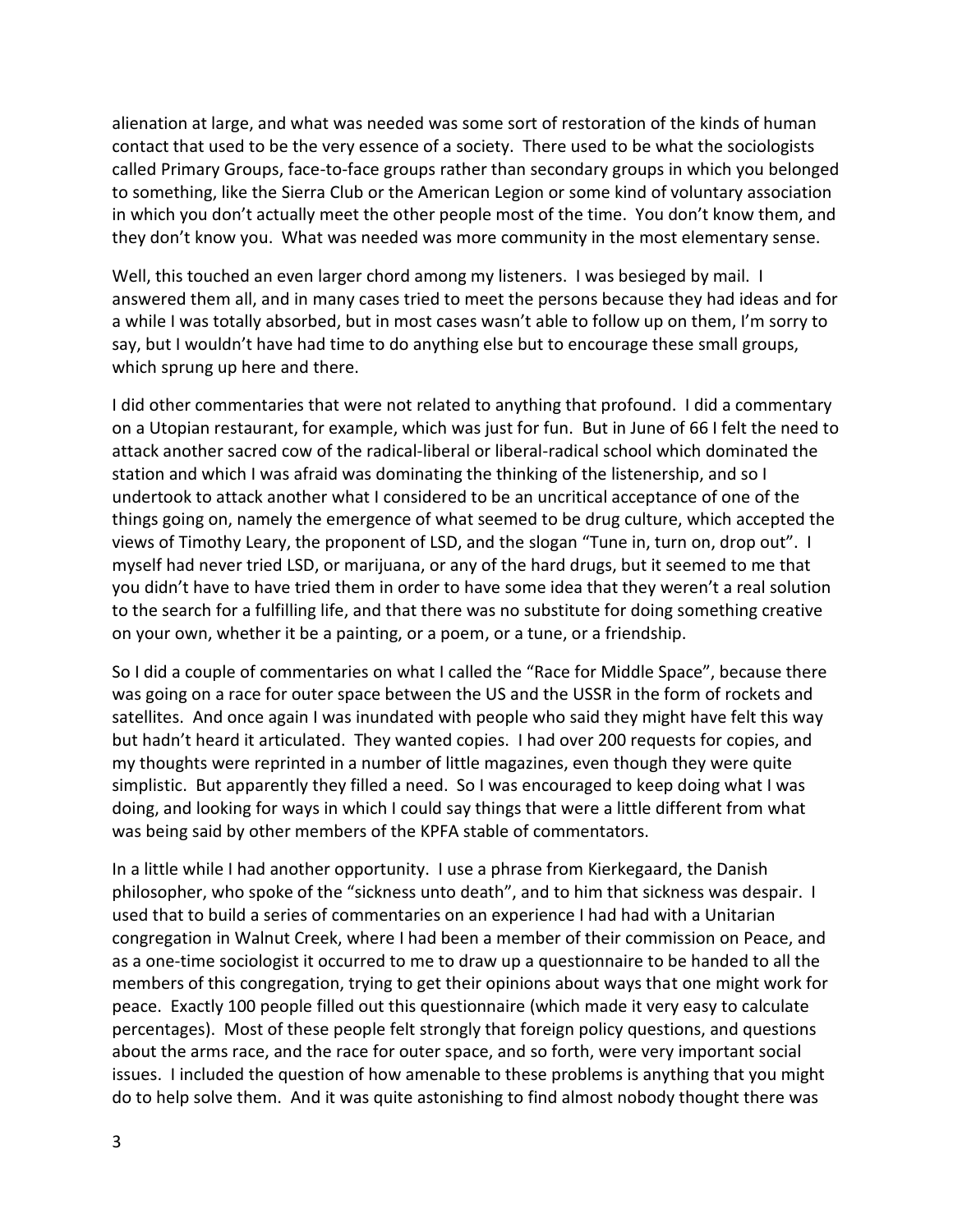alienation at large, and what was needed was some sort of restoration of the kinds of human contact that used to be the very essence of a society. There used to be what the sociologists called Primary Groups, face-to-face groups rather than secondary groups in which you belonged to something, like the Sierra Club or the American Legion or some kind of voluntary association in which you don't actually meet the other people most of the time. You don't know them, and they don't know you. What was needed was more community in the most elementary sense.

Well, this touched an even larger chord among my listeners. I was besieged by mail. I answered them all, and in many cases tried to meet the persons because they had ideas and for a while I was totally absorbed, but in most cases wasn't able to follow up on them, I'm sorry to say, but I wouldn't have had time to do anything else but to encourage these small groups, which sprung up here and there.

I did other commentaries that were not related to anything that profound. I did a commentary on a Utopian restaurant, for example, which was just for fun. But in June of 66 I felt the need to attack another sacred cow of the radical-liberal or liberal-radical school which dominated the station and which I was afraid was dominating the thinking of the listenership, and so I undertook to attack another what I considered to be an uncritical acceptance of one of the things going on, namely the emergence of what seemed to be drug culture, which accepted the views of Timothy Leary, the proponent of LSD, and the slogan "Tune in, turn on, drop out". I myself had never tried LSD, or marijuana, or any of the hard drugs, but it seemed to me that you didn't have to have tried them in order to have some idea that they weren't a real solution to the search for a fulfilling life, and that there was no substitute for doing something creative on your own, whether it be a painting, or a poem, or a tune, or a friendship.

So I did a couple of commentaries on what I called the "Race for Middle Space", because there was going on a race for outer space between the US and the USSR in the form of rockets and satellites. And once again I was inundated with people who said they might have felt this way but hadn't heard it articulated. They wanted copies. I had over 200 requests for copies, and my thoughts were reprinted in a number of little magazines, even though they were quite simplistic. But apparently they filled a need. So I was encouraged to keep doing what I was doing, and looking for ways in which I could say things that were a little different from what was being said by other members of the KPFA stable of commentators.

In a little while I had another opportunity. I use a phrase from Kierkegaard, the Danish philosopher, who spoke of the "sickness unto death", and to him that sickness was despair. I used that to build a series of commentaries on an experience I had had with a Unitarian congregation in Walnut Creek, where I had been a member of their commission on Peace, and as a one-time sociologist it occurred to me to draw up a questionnaire to be handed to all the members of this congregation, trying to get their opinions about ways that one might work for peace. Exactly 100 people filled out this questionnaire (which made it very easy to calculate percentages). Most of these people felt strongly that foreign policy questions, and questions about the arms race, and the race for outer space, and so forth, were very important social issues. I included the question of how amenable to these problems is anything that you might do to help solve them. And it was quite astonishing to find almost nobody thought there was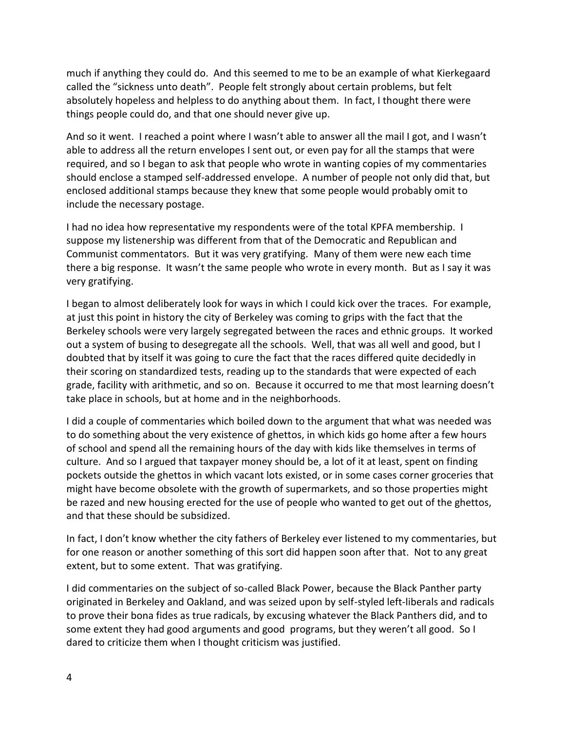much if anything they could do. And this seemed to me to be an example of what Kierkegaard called the "sickness unto death". People felt strongly about certain problems, but felt absolutely hopeless and helpless to do anything about them. In fact, I thought there were things people could do, and that one should never give up.

And so it went. I reached a point where I wasn't able to answer all the mail I got, and I wasn't able to address all the return envelopes I sent out, or even pay for all the stamps that were required, and so I began to ask that people who wrote in wanting copies of my commentaries should enclose a stamped self-addressed envelope. A number of people not only did that, but enclosed additional stamps because they knew that some people would probably omit to include the necessary postage.

I had no idea how representative my respondents were of the total KPFA membership. I suppose my listenership was different from that of the Democratic and Republican and Communist commentators. But it was very gratifying. Many of them were new each time there a big response. It wasn't the same people who wrote in every month. But as I say it was very gratifying.

I began to almost deliberately look for ways in which I could kick over the traces. For example, at just this point in history the city of Berkeley was coming to grips with the fact that the Berkeley schools were very largely segregated between the races and ethnic groups. It worked out a system of busing to desegregate all the schools. Well, that was all well and good, but I doubted that by itself it was going to cure the fact that the races differed quite decidedly in their scoring on standardized tests, reading up to the standards that were expected of each grade, facility with arithmetic, and so on. Because it occurred to me that most learning doesn't take place in schools, but at home and in the neighborhoods.

I did a couple of commentaries which boiled down to the argument that what was needed was to do something about the very existence of ghettos, in which kids go home after a few hours of school and spend all the remaining hours of the day with kids like themselves in terms of culture. And so I argued that taxpayer money should be, a lot of it at least, spent on finding pockets outside the ghettos in which vacant lots existed, or in some cases corner groceries that might have become obsolete with the growth of supermarkets, and so those properties might be razed and new housing erected for the use of people who wanted to get out of the ghettos, and that these should be subsidized.

In fact, I don't know whether the city fathers of Berkeley ever listened to my commentaries, but for one reason or another something of this sort did happen soon after that. Not to any great extent, but to some extent. That was gratifying.

I did commentaries on the subject of so-called Black Power, because the Black Panther party originated in Berkeley and Oakland, and was seized upon by self-styled left-liberals and radicals to prove their bona fides as true radicals, by excusing whatever the Black Panthers did, and to some extent they had good arguments and good programs, but they weren't all good. So I dared to criticize them when I thought criticism was justified.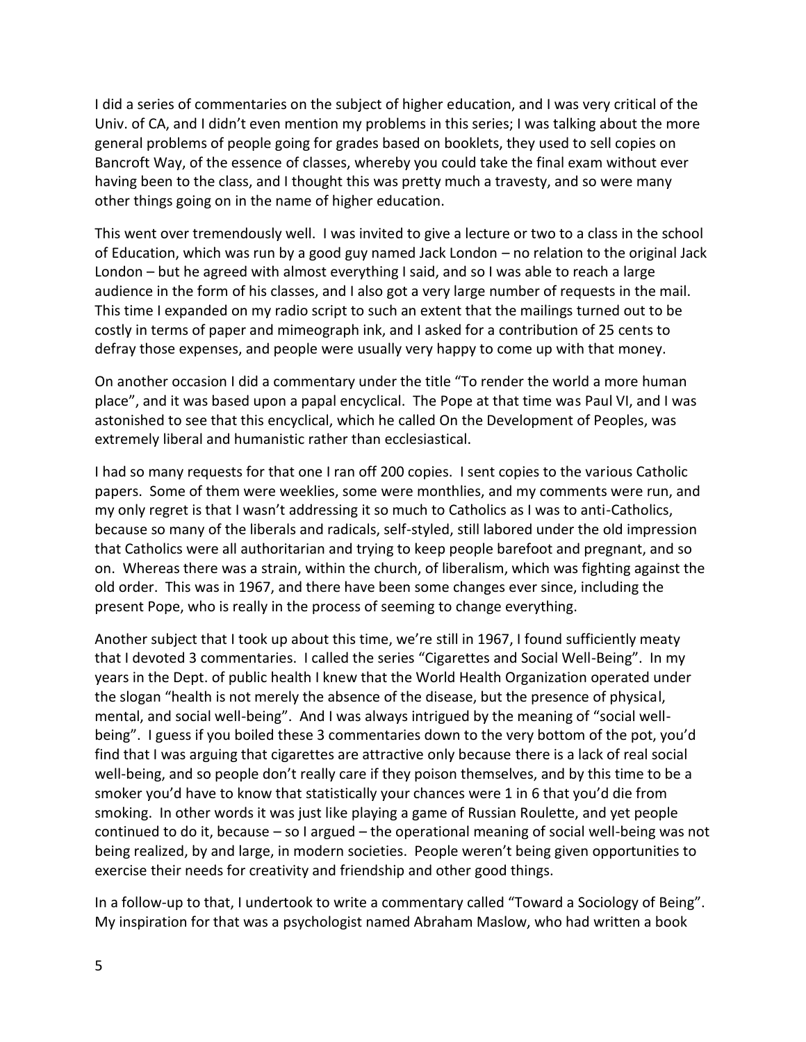I did a series of commentaries on the subject of higher education, and I was very critical of the Univ. of CA, and I didn't even mention my problems in this series; I was talking about the more general problems of people going for grades based on booklets, they used to sell copies on Bancroft Way, of the essence of classes, whereby you could take the final exam without ever having been to the class, and I thought this was pretty much a travesty, and so were many other things going on in the name of higher education.

This went over tremendously well. I was invited to give a lecture or two to a class in the school of Education, which was run by a good guy named Jack London – no relation to the original Jack London – but he agreed with almost everything I said, and so I was able to reach a large audience in the form of his classes, and I also got a very large number of requests in the mail. This time I expanded on my radio script to such an extent that the mailings turned out to be costly in terms of paper and mimeograph ink, and I asked for a contribution of 25 cents to defray those expenses, and people were usually very happy to come up with that money.

On another occasion I did a commentary under the title "To render the world a more human place", and it was based upon a papal encyclical. The Pope at that time was Paul VI, and I was astonished to see that this encyclical, which he called On the Development of Peoples, was extremely liberal and humanistic rather than ecclesiastical.

I had so many requests for that one I ran off 200 copies. I sent copies to the various Catholic papers. Some of them were weeklies, some were monthlies, and my comments were run, and my only regret is that I wasn't addressing it so much to Catholics as I was to anti-Catholics, because so many of the liberals and radicals, self-styled, still labored under the old impression that Catholics were all authoritarian and trying to keep people barefoot and pregnant, and so on. Whereas there was a strain, within the church, of liberalism, which was fighting against the old order. This was in 1967, and there have been some changes ever since, including the present Pope, who is really in the process of seeming to change everything.

Another subject that I took up about this time, we're still in 1967, I found sufficiently meaty that I devoted 3 commentaries. I called the series "Cigarettes and Social Well-Being". In my years in the Dept. of public health I knew that the World Health Organization operated under the slogan "health is not merely the absence of the disease, but the presence of physical, mental, and social well-being". And I was always intrigued by the meaning of "social well-being". I guess if you boiled these 3 commentaries down to the very bottom of the pot, you'd find that I was arguing that cigarettes are attractive only because there is a lack of real social well-being, and so people don't really care if they poison themselves, and by this time to be a smoker you'd have to know that statistically your chances were 1 in 6 that you'd die from smoking. In other words it was just like playing a game of Russian Roulette, and yet people continued to do it, because – so I argued – the operational meaning of social well-being was not being realized, by and large, in modern societies. People weren't being given opportunities to exercise their needs for creativity and friendship and other good things.

In a follow-up to that, I undertook to write a commentary called "Toward a Sociology of Being". My inspiration for that was a psychologist named Abraham Maslow, who had written a book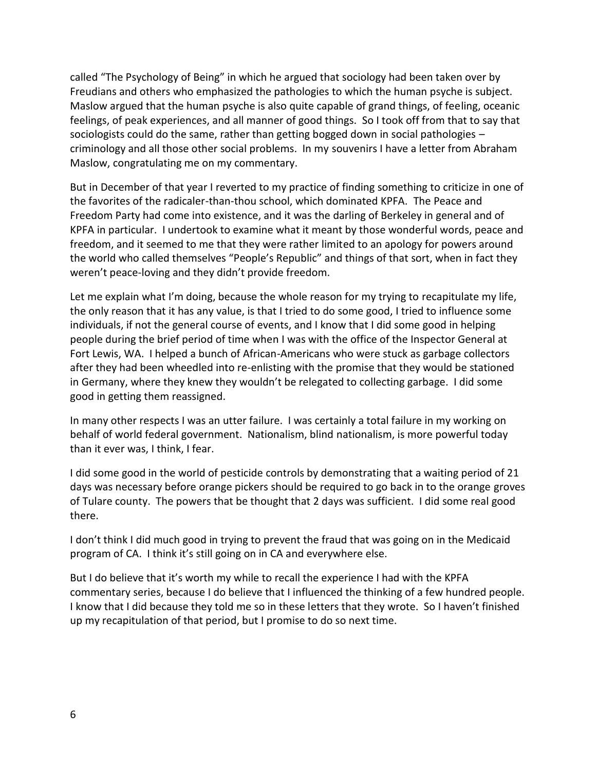called "The Psychology of Being" in which he argued that sociology had been taken over by Freudians and others who emphasized the pathologies to which the human psyche is subject. Maslow argued that the human psyche is also quite capable of grand things, of feeling, oceanic feelings, of peak experiences, and all manner of good things. So I took off from that to say that sociologists could do the same, rather than getting bogged down in social pathologies – criminology and all those other social problems. In my souvenirs I have a letter from Abraham Maslow, congratulating me on my commentary.

But in December of that year I reverted to my practice of finding something to criticize in one of the favorites of the radicaler-than-thou school, which dominated KPFA. The Peace and Freedom Party had come into existence, and it was the darling of Berkeley in general and of KPFA in particular. I undertook to examine what it meant by those wonderful words, peace and freedom, and it seemed to me that they were rather limited to an apology for powers around the world who called themselves "People's Republic" and things of that sort, when in fact they weren't peace-loving and they didn't provide freedom.

Let me explain what I'm doing, because the whole reason for my trying to recapitulate my life, the only reason that it has any value, is that I tried to do some good, I tried to influence some individuals, if not the general course of events, and I know that I did some good in helping people during the brief period of time when I was with the office of the Inspector General at Fort Lewis, WA. I helped a bunch of African-Americans who were stuck as garbage collectors after they had been wheedled into re-enlisting with the promise that they would be stationed in Germany, where they knew they wouldn't be relegated to collecting garbage. I did some good in getting them reassigned.

In many other respects I was an utter failure. I was certainly a total failure in my working on behalf of world federal government. Nationalism, blind nationalism, is more powerful today than it ever was, I think, I fear.

I did some good in the world of pesticide controls by demonstrating that a waiting period of 21 days was necessary before orange pickers should be required to go back in to the orange groves of Tulare county. The powers that be thought that 2 days was sufficient. I did some real good there.

I don't think I did much good in trying to prevent the fraud that was going on in the Medicaid program of CA. I think it's still going on in CA and everywhere else.

But I do believe that it's worth my while to recall the experience I had with the KPFA commentary series, because I do believe that I influenced the thinking of a few hundred people. I know that I did because they told me so in these letters that they wrote. So I haven't finished up my recapitulation of that period, but I promise to do so next time.